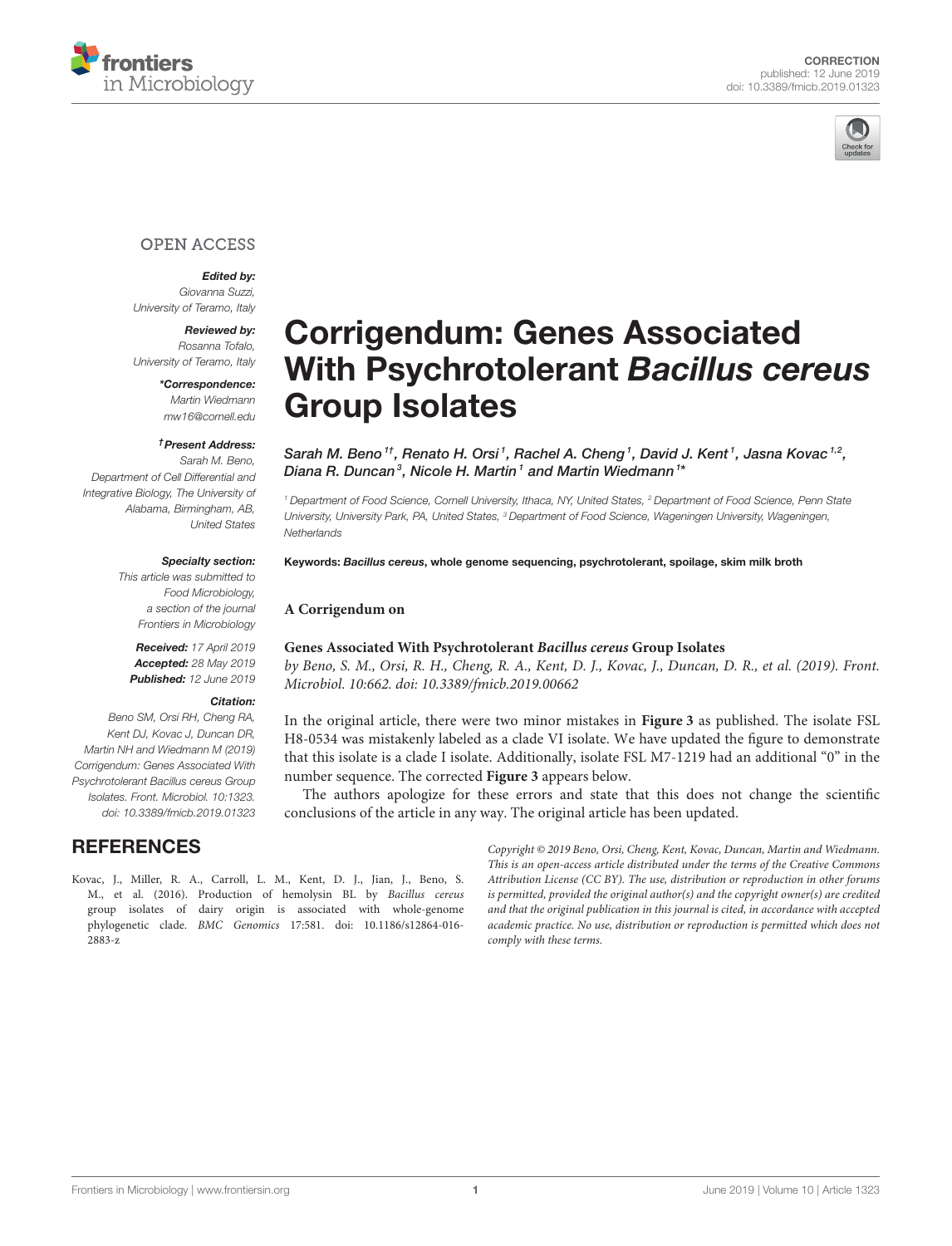CORRECTION
published: 12 June 2019
doi: 10.3389/fmicb.2019.01323

OPEN ACCESS

***Edited by:***
*Giovanna Suzzi, University of Teramo, Italy*

***Reviewed by:***
*Rosanna Tofalo, University of Teramo, Italy*

***\*Correspondence:***
*Martin Wiedmann*
*mw16@cornell.edu*

***†Present Address:***
*Sarah M. Beno, Department of Cell Differential and Integrative Biology, The University of Alabama, Birmingham, AB, United States*

***Specialty section:***
*This article was submitted to Food Microbiology, a section of the journal Frontiers in Microbiology*

***Received:*** *17 April 2019*
***Accepted:*** *28 May 2019*
***Published:*** *12 June 2019*

***Citation:***
*Beno SM, Orsi RH, Cheng RA, Kent DJ, Kovac J, Duncan DR, Martin NH and Wiedmann M (2019) Corrigendum: Genes Associated With Psychrotolerant Bacillus cereus Group Isolates. Front. Microbiol. 10:1323. doi: 10.3389/fmicb.2019.01323*

# Corrigendum: Genes Associated With Psychrotolerant *Bacillus cereus* Group Isolates

*Sarah M. Beno[1†], Renato H. Orsi[1], Rachel A. Cheng[1], David J. Kent[1], Jasna Kovac[1,2], Diana R. Duncan[3], Nicole H. Martin[1] and Martin Wiedmann[1\*]*

[1] Department of Food Science, Cornell University, Ithaca, NY, United States, [2] Department of Food Science, Penn State University, University Park, PA, United States, [3] Department of Food Science, Wageningen University, Wageningen, Netherlands

**Keywords:** ***Bacillus cereus*, whole genome sequencing, psychrotolerant, spoilage, skim milk broth**

**A Corrigendum on**

**Genes Associated With Psychrotolerant *Bacillus cereus* Group Isolates**
*by Beno, S. M., Orsi, R. H., Cheng, R. A., Kent, D. J., Kovac, J., Duncan, D. R., et al. (2019). Front. Microbiol. 10:662. doi: 10.3389/fmicb.2019.00662*

In the original article, there were two minor mistakes in **Figure 3** as published. The isolate FSL H8-0534 was mistakenly labeled as a clade VI isolate. We have updated the figure to demonstrate that this isolate is a clade I isolate. Additionally, isolate FSL M7-1219 had an additional "0" in the number sequence. The corrected **Figure 3** appears below.

The authors apologize for these errors and state that this does not change the scientific conclusions of the article in any way. The original article has been updated.

## REFERENCES

Kovac, J., Miller, R. A., Carroll, L. M., Kent, D. J., Jian, J., Beno, S. M., et al. (2016). Production of hemolysin BL by *Bacillus cereus* group isolates of dairy origin is associated with whole-genome phylogenetic clade. *BMC Genomics* 17:581. doi: 10.1186/s12864-016-2883-z

*Copyright © 2019 Beno, Orsi, Cheng, Kent, Kovac, Duncan, Martin and Wiedmann. This is an open-access article distributed under the terms of the Creative Commons Attribution License (CC BY). The use, distribution or reproduction in other forums is permitted, provided the original author(s) and the copyright owner(s) are credited and that the original publication in this journal is cited, in accordance with accepted academic practice. No use, distribution or reproduction is permitted which does not comply with these terms.*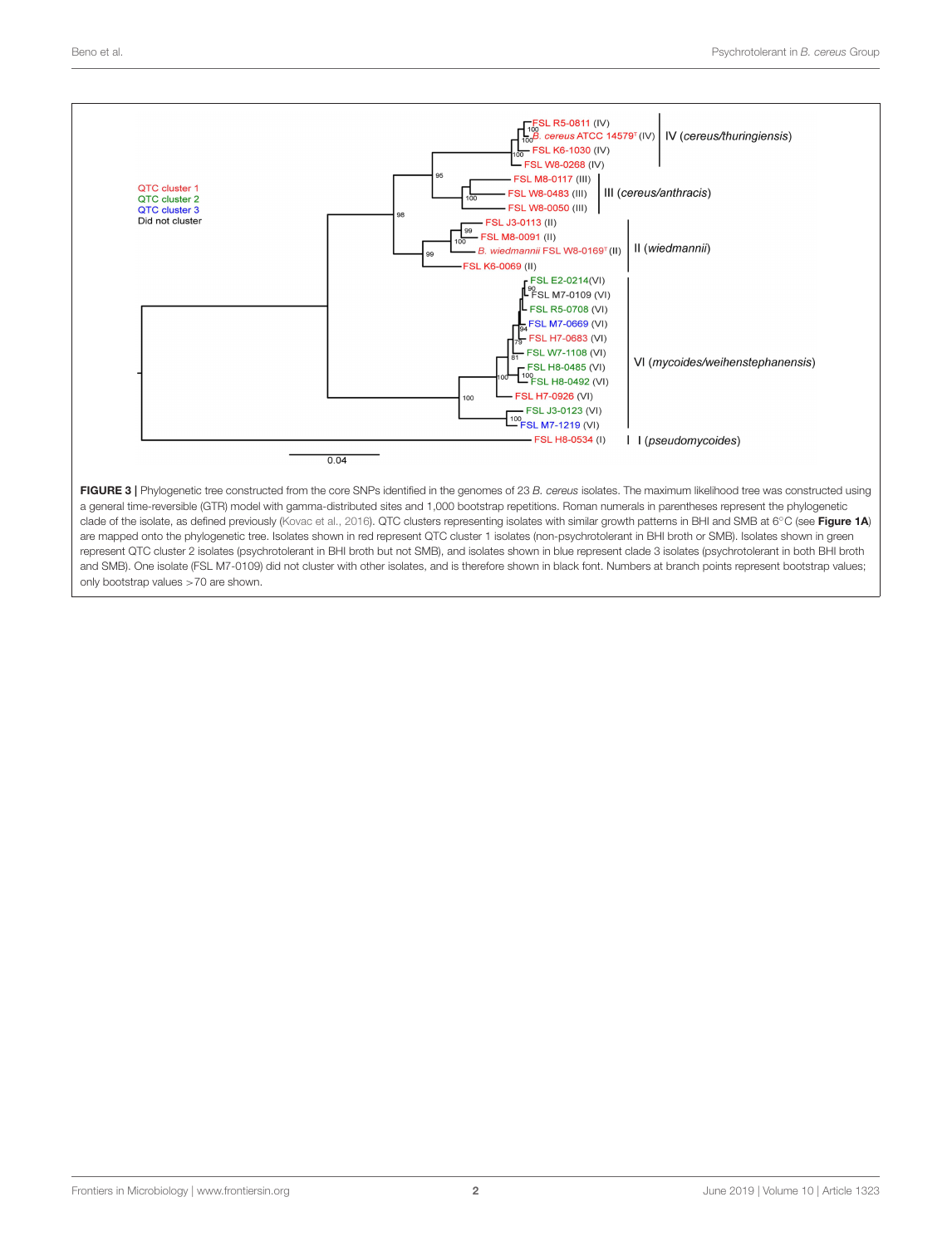QTC cluster 1
QTC cluster 2
QTC cluster 3
Did not cluster

FSL R5-0811 (IV)
B. cereus ATCC 14579[T] (IV)
FSL K6-1030 (IV)
FSL W8-0268 (IV)
IV (cereus/thuringiensis)

FSL M8-0117 (III)
FSL W8-0483 (III)
FSL W8-0050 (III)
III (cereus/anthracis)

FSL J3-0113 (II)
FSL M8-0091 (II)
B. wiedmannii FSL W8-0169[T] (II)
FSL K6-0069 (II)
II (wiedmannii)

FSL E2-0214(VI)
FSL M7-0109 (VI)
FSL R5-0708 (VI)
FSL M7-0669 (VI)
FSL H7-0683 (VI)
FSL W7-1108 (VI)
FSL H8-0485 (VI)
FSL H8-0492 (VI)
FSL H7-0926 (VI)
FSL J3-0123 (VI)
FSL M7-1219 (VI)
VI (mycoides/weihenstephanensis)

FSL H8-0534 (I)
I (pseudomycoides)

100
100
100
95
100
98
99
100
99
90
94
79
81
100
100
100
100

0.04

**FIGURE 3 |** Phylogenetic tree constructed from the core SNPs identified in the genomes of 23 *B. cereus* isolates. The maximum likelihood tree was constructed using a general time-reversible (GTR) model with gamma-distributed sites and 1,000 bootstrap repetitions. Roman numerals in parentheses represent the phylogenetic clade of the isolate, as defined previously (Kovac et al., 2016). QTC clusters representing isolates with similar growth patterns in BHI and SMB at 6°C (see **Figure 1A**) are mapped onto the phylogenetic tree. Isolates shown in red represent QTC cluster 1 isolates (non-psychrotolerant in BHI broth or SMB). Isolates shown in green represent QTC cluster 2 isolates (psychrotolerant in BHI broth but not SMB), and isolates shown in blue represent clade 3 isolates (psychrotolerant in both BHI broth and SMB). One isolate (FSL M7-0109) did not cluster with other isolates, and is therefore shown in black font. Numbers at branch points represent bootstrap values; only bootstrap values >70 are shown.